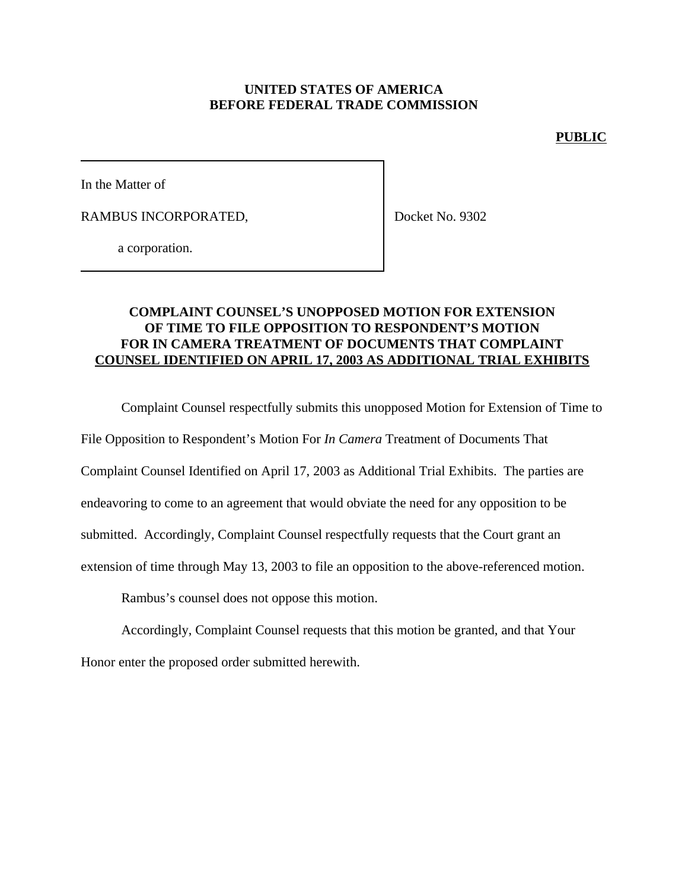**UNITED STATES OF AMERICA**
**BEFORE FEDERAL TRADE COMMISSION**

**PUBLIC**

In the Matter of

RAMBUS INCORPORATED,

a corporation.

Docket No. 9302

## COMPLAINT COUNSEL'S UNOPPOSED MOTION FOR EXTENSION OF TIME TO FILE OPPOSITION TO RESPONDENT'S MOTION FOR IN CAMERA TREATMENT OF DOCUMENTS THAT COMPLAINT COUNSEL IDENTIFIED ON APRIL 17, 2003 AS ADDITIONAL TRIAL EXHIBITS

Complaint Counsel respectfully submits this unopposed Motion for Extension of Time to File Opposition to Respondent's Motion For *In Camera* Treatment of Documents That Complaint Counsel Identified on April 17, 2003 as Additional Trial Exhibits. The parties are endeavoring to come to an agreement that would obviate the need for any opposition to be submitted. Accordingly, Complaint Counsel respectfully requests that the Court grant an extension of time through May 13, 2003 to file an opposition to the above-referenced motion.

Rambus's counsel does not oppose this motion.

Accordingly, Complaint Counsel requests that this motion be granted, and that Your Honor enter the proposed order submitted herewith.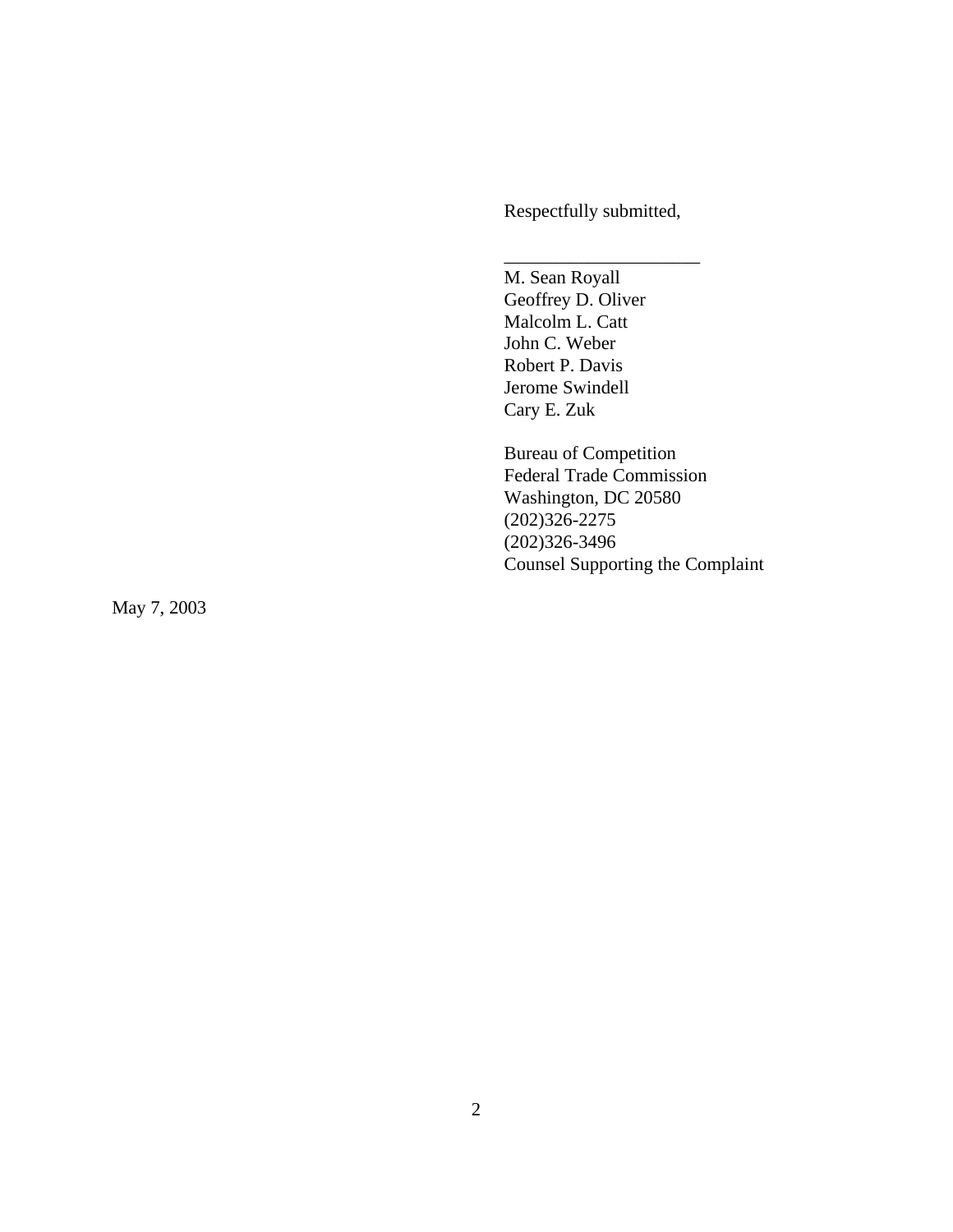Respectfully submitted,

\_\_\_\_\_\_\_\_\_\_\_\_\_\_\_\_\_\_\_\_\_

M. Sean Royall
Geoffrey D. Oliver
Malcolm L. Catt
John C. Weber
Robert P. Davis
Jerome Swindell
Cary E. Zuk

Bureau of Competition
Federal Trade Commission
Washington, DC 20580
(202)326-2275
(202)326-3496
Counsel Supporting the Complaint

May 7, 2003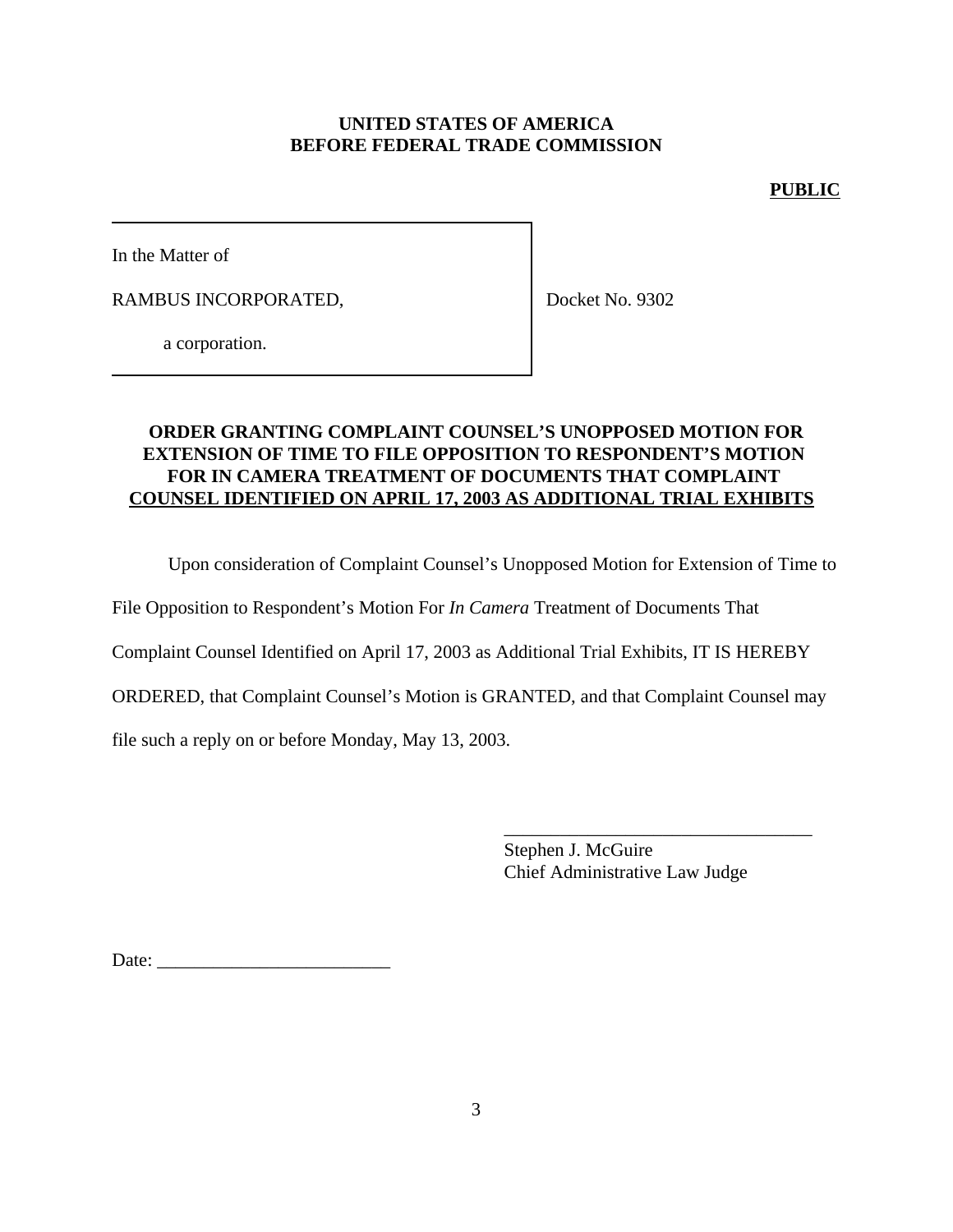**UNITED STATES OF AMERICA**
**BEFORE FEDERAL TRADE COMMISSION**

**PUBLIC**

In the Matter of

RAMBUS INCORPORATED,

a corporation.

Docket No. 9302

**ORDER GRANTING COMPLAINT COUNSEL'S UNOPPOSED MOTION FOR EXTENSION OF TIME TO FILE OPPOSITION TO RESPONDENT'S MOTION FOR IN CAMERA TREATMENT OF DOCUMENTS THAT COMPLAINT COUNSEL IDENTIFIED ON APRIL 17, 2003 AS ADDITIONAL TRIAL EXHIBITS**

Upon consideration of Complaint Counsel's Unopposed Motion for Extension of Time to File Opposition to Respondent's Motion For *In Camera* Treatment of Documents That Complaint Counsel Identified on April 17, 2003 as Additional Trial Exhibits, IT IS HEREBY ORDERED, that Complaint Counsel's Motion is GRANTED, and that Complaint Counsel may file such a reply on or before Monday, May 13, 2003.

\_\_\_\_\_\_\_\_\_\_\_\_\_\_\_\_\_\_\_\_\_\_\_\_\_\_\_\_\_\_\_\_\_
Stephen J. McGuire
Chief Administrative Law Judge

Date: \_\_\_\_\_\_\_\_\_\_\_\_\_\_\_\_\_\_\_\_\_\_\_\_\_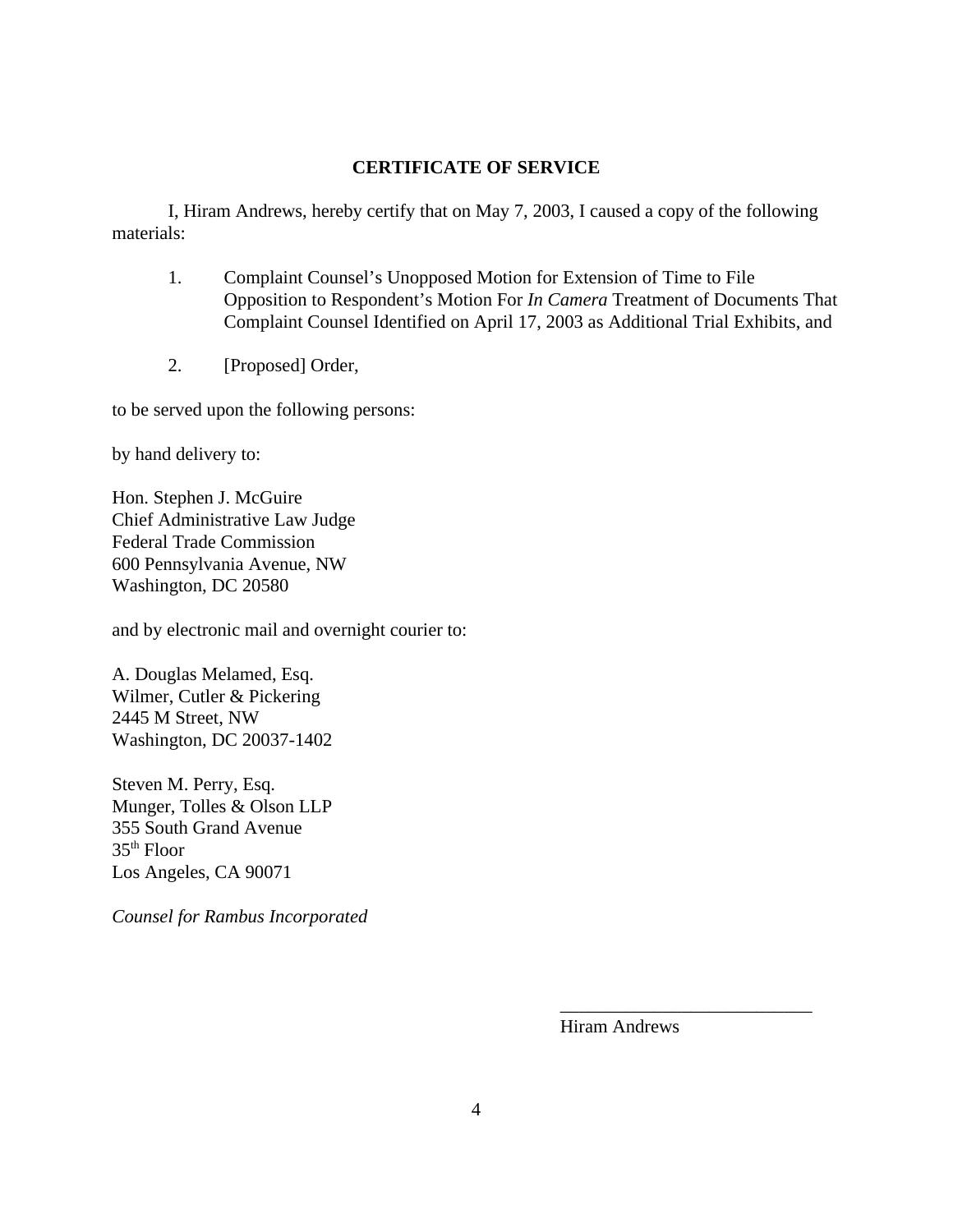## CERTIFICATE OF SERVICE

I, Hiram Andrews, hereby certify that on May 7, 2003, I caused a copy of the following materials:

1. Complaint Counsel's Unopposed Motion for Extension of Time to File Opposition to Respondent's Motion For *In Camera* Treatment of Documents That Complaint Counsel Identified on April 17, 2003 as Additional Trial Exhibits, and

2. [Proposed] Order,

to be served upon the following persons:

by hand delivery to:

Hon. Stephen J. McGuire
Chief Administrative Law Judge
Federal Trade Commission
600 Pennsylvania Avenue, NW
Washington, DC 20580

and by electronic mail and overnight courier to:

A. Douglas Melamed, Esq.
Wilmer, Cutler & Pickering
2445 M Street, NW
Washington, DC 20037-1402

Steven M. Perry, Esq.
Munger, Tolles & Olson LLP
355 South Grand Avenue
35th Floor
Los Angeles, CA 90071

*Counsel for Rambus Incorporated*

\_\_\_\_\_\_\_\_\_\_\_\_\_\_\_\_\_\_\_\_\_\_\_\_\_\_\_\_
Hiram Andrews